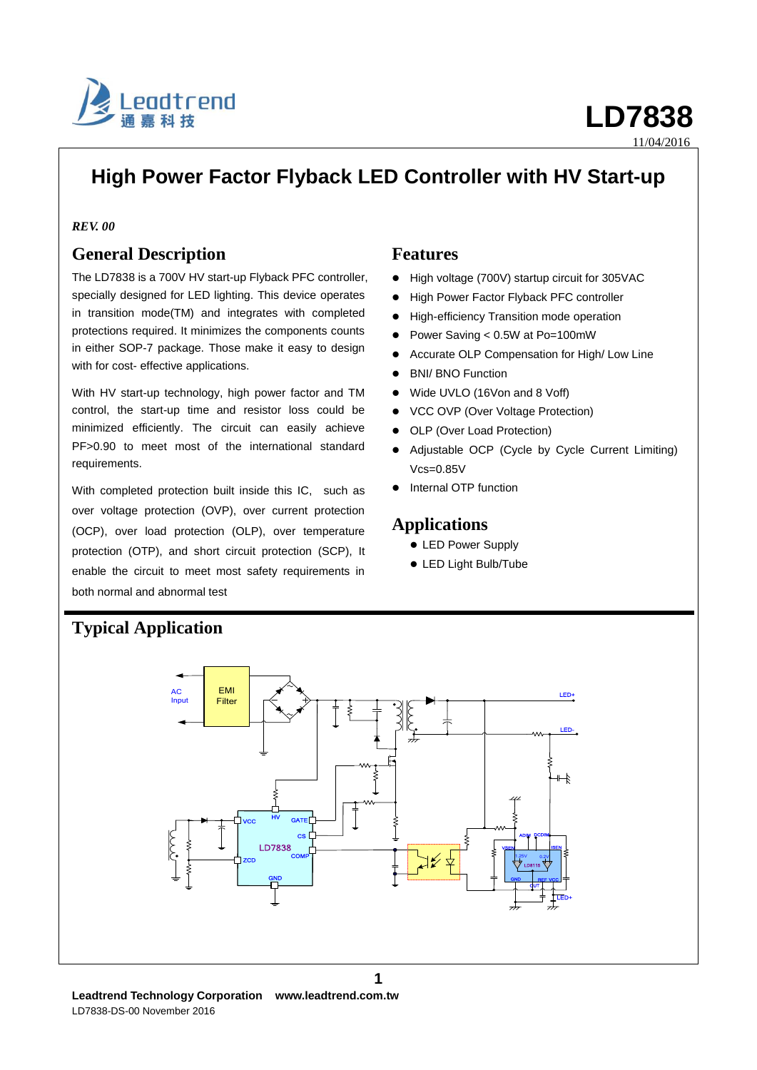# LD7838

11/04/2016

## High Power Factor Flyback LED Controller with HV Start-up

***REV. 00***

## General Description

The LD7838 is a 700V HV start-up Flyback PFC controller, specially designed for LED lighting. This device operates in transition mode(TM) and integrates with completed protections required. It minimizes the components counts in either SOP-7 package. Those make it easy to design with for cost- effective applications.

With HV start-up technology, high power factor and TM control, the start-up time and resistor loss could be minimized efficiently. The circuit can easily achieve PF>0.90 to meet most of the international standard requirements.

With completed protection built inside this IC, such as over voltage protection (OVP), over current protection (OCP), over load protection (OLP), over temperature protection (OTP), and short circuit protection (SCP), It enable the circuit to meet most safety requirements in both normal and abnormal test

## Features

- High voltage (700V) startup circuit for 305VAC
- High Power Factor Flyback PFC controller
- High-efficiency Transition mode operation
- Power Saving < 0.5W at Po=100mW
- Accurate OLP Compensation for High/ Low Line
- BNI/ BNO Function
- Wide UVLO (16Von and 8 Voff)
- VCC OVP (Over Voltage Protection)
- OLP (Over Load Protection)
- Adjustable OCP (Cycle by Cycle Current Limiting) Vcs=0.85V
- Internal OTP function

## Applications

- LED Power Supply
- LED Light Bulb/Tube

## Typical Application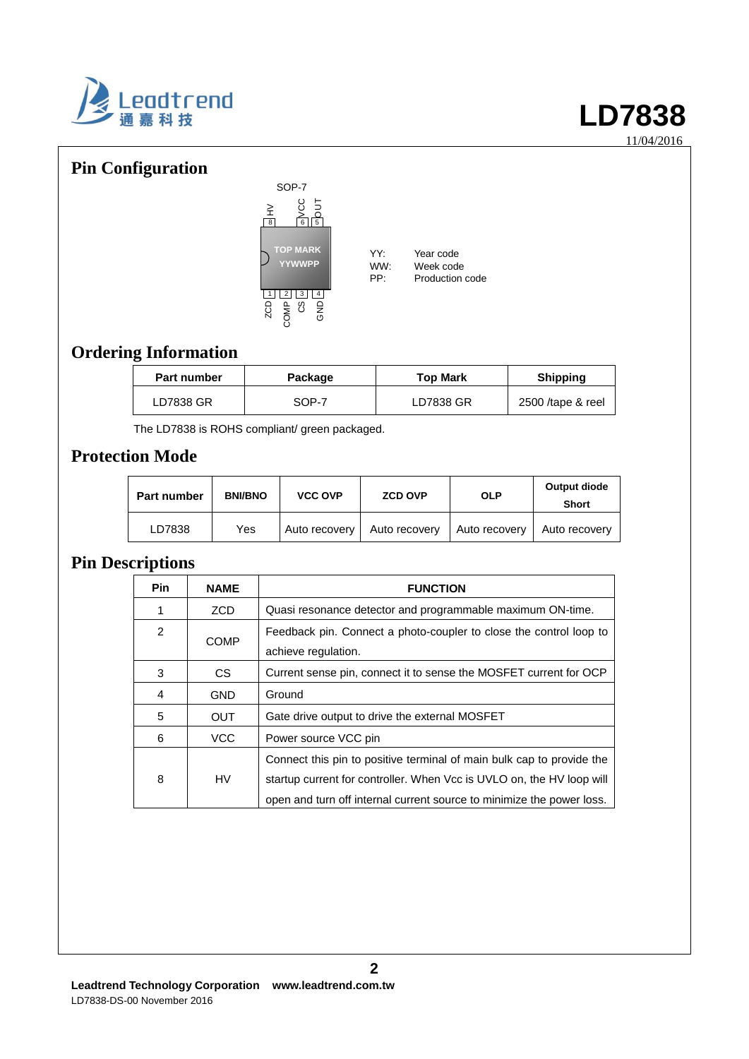## Pin Configuration

SOP-7

| Pin | 8 | | 6 | 5 |
|---|---|---|---|---|
| Name | HV | | VCC | OUT |

TOP MARK
YYWWPP

| Pin | 1 | 2 | 3 | 4 |
|---|---|---|---|---|
| Name | ZCD | COMP | CS | GND |

YY: Year code
WW: Week code
PP: Production code

## Ordering Information

| Part number | Package | Top Mark | Shipping |
|---|---|---|---|
| LD7838 GR | SOP-7 | LD7838 GR | 2500 /tape & reel |

The LD7838 is ROHS compliant/ green packaged.

## Protection Mode

| Part number | BNI/BNO | VCC OVP | ZCD OVP | OLP | Output diode Short |
|---|---|---|---|---|---|
| LD7838 | Yes | Auto recovery | Auto recovery | Auto recovery | Auto recovery |

## Pin Descriptions

| Pin | NAME | FUNCTION |
|---|---|---|
| 1 | ZCD | Quasi resonance detector and programmable maximum ON-time. |
| 2 | COMP | Feedback pin. Connect a photo-coupler to close the control loop to achieve regulation. |
| 3 | CS | Current sense pin, connect it to sense the MOSFET current for OCP |
| 4 | GND | Ground |
| 5 | OUT | Gate drive output to drive the external MOSFET |
| 6 | VCC | Power source VCC pin |
| 8 | HV | Connect this pin to positive terminal of main bulk cap to provide the startup current for controller. When Vcc is UVLO on, the HV loop will open and turn off internal current source to minimize the power loss. |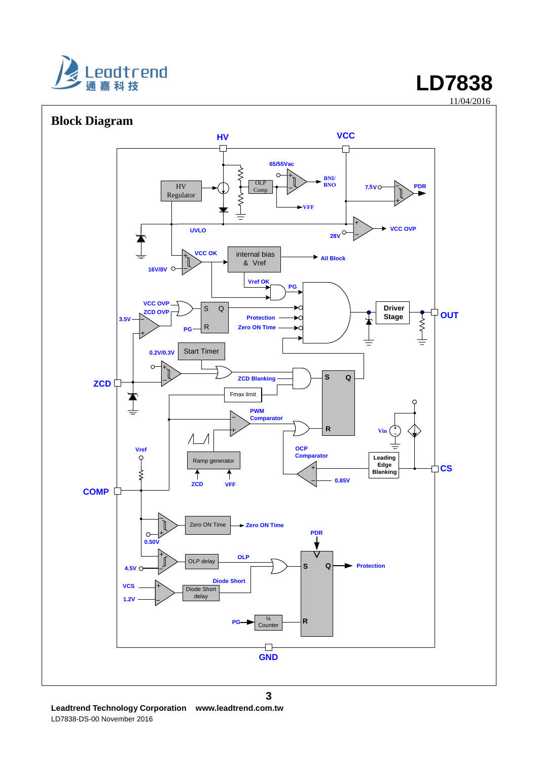## Block Diagram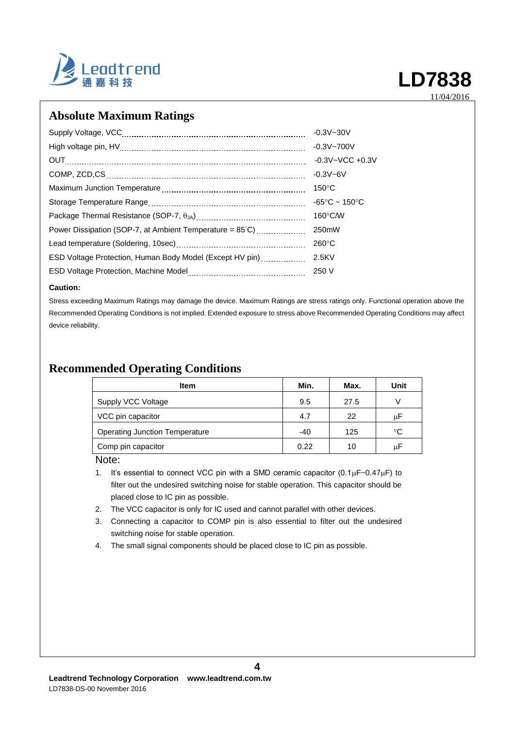## Absolute Maximum Ratings

| Parameter | Rating |
|---|---|
| Supply Voltage, VCC | -0.3V~30V |
| High voltage pin, HV | -0.3V~700V |
| OUT | -0.3V~VCC +0.3V |
| COMP, ZCD,CS | -0.3V~6V |
| Maximum Junction Temperature | 150°C |
| Storage Temperature Range | -65°C ~ 150°C |
| Package Thermal Resistance (SOP-7, $\theta_{JA}$) | 160°C/W |
| Power Dissipation (SOP-7, at Ambient Temperature = 85°C) | 250mW |
| Lead temperature (Soldering, 10sec) | 260°C |
| ESD Voltage Protection, Human Body Model (Except HV pin) | 2.5KV |
| ESD Voltage Protection, Machine Model | 250 V |

**Caution:**

Stress exceeding Maximum Ratings may damage the device. Maximum Ratings are stress ratings only. Functional operation above the Recommended Operating Conditions is not implied. Extended exposure to stress above Recommended Operating Conditions may affect device reliability.

## Recommended Operating Conditions

| Item | Min. | Max. | Unit |
|---|---|---|---|
| Supply VCC Voltage | 9.5 | 27.5 | V |
| VCC pin capacitor | 4.7 | 22 | μF |
| Operating Junction Temperature | -40 | 125 | °C |
| Comp pin capacitor | 0.22 | 10 | μF |

Note:

1. It's essential to connect VCC pin with a SMD ceramic capacitor (0.1μF~0.47μF) to filter out the undesired switching noise for stable operation. This capacitor should be placed close to IC pin as possible.
2. The VCC capacitor is only for IC used and cannot parallel with other devices.
3. Connecting a capacitor to COMP pin is also essential to filter out the undesired switching noise for stable operation.
4. The small signal components should be placed close to IC pin as possible.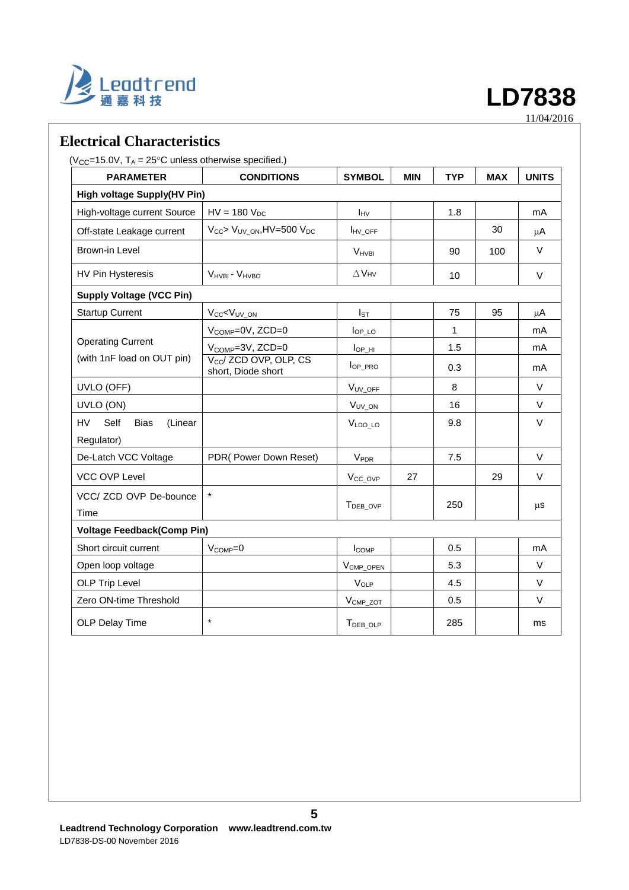## Electrical Characteristics

($V_{CC}$=15.0V, $T_A$ = 25°C unless otherwise specified.)

| PARAMETER | CONDITIONS | SYMBOL | MIN | TYP | MAX | UNITS |
|---|---|---|---|---|---|---|
| **High voltage Supply(HV Pin)** | | | | | | |
| High-voltage current Source | HV = 180 $V_{DC}$ | $I_{HV}$ | | 1.8 | | mA |
| Off-state Leakage current | $V_{CC}$> $V_{UV\_ON}$,HV=500 $V_{DC}$ | $I_{HV\_OFF}$ | | | 30 | μA |
| Brown-in Level | | $V_{HVBI}$ | | 90 | 100 | V |
| HV Pin Hysteresis | $V_{HVBI}$ - $V_{HVBO}$ | $\Delta V_{HV}$ | | 10 | | V |
| **Supply Voltage (VCC Pin)** | | | | | | |
| Startup Current | $V_{CC}$<$V_{UV\_ON}$ | $I_{ST}$ | | 75 | 95 | μA |
| Operating Current (with 1nF load on OUT pin) | $V_{COMP}$=0V, ZCD=0 | $I_{OP\_LO}$ | | 1 | | mA |
| | $V_{COMP}$=3V, ZCD=0 | $I_{OP\_HI}$ | | 1.5 | | mA |
| | $V_{CC}$/ ZCD OVP, OLP, CS short, Diode short | $I_{OP\_PRO}$ | | 0.3 | | mA |
| UVLO (OFF) | | $V_{UV\_OFF}$ | | 8 | | V |
| UVLO (ON) | | $V_{UV\_ON}$ | | 16 | | V |
| HV Self Bias (Linear Regulator) | | $V_{LDO\_LO}$ | | 9.8 | | V |
| De-Latch VCC Voltage | PDR( Power Down Reset) | $V_{PDR}$ | | 7.5 | | V |
| VCC OVP Level | | $V_{CC\_OVP}$ | 27 | | 29 | V |
| VCC/ ZCD OVP De-bounce Time | * | $T_{DEB\_OVP}$ | | 250 | | μs |
| **Voltage Feedback(Comp Pin)** | | | | | | |
| Short circuit current | $V_{COMP}$=0 | $I_{COMP}$ | | 0.5 | | mA |
| Open loop voltage | | $V_{CMP\_OPEN}$ | | 5.3 | | V |
| OLP Trip Level | | $V_{OLP}$ | | 4.5 | | V |
| Zero ON-time Threshold | | $V_{CMP\_ZOT}$ | | 0.5 | | V |
| OLP Delay Time | * | $T_{DEB\_OLP}$ | | 285 | | ms |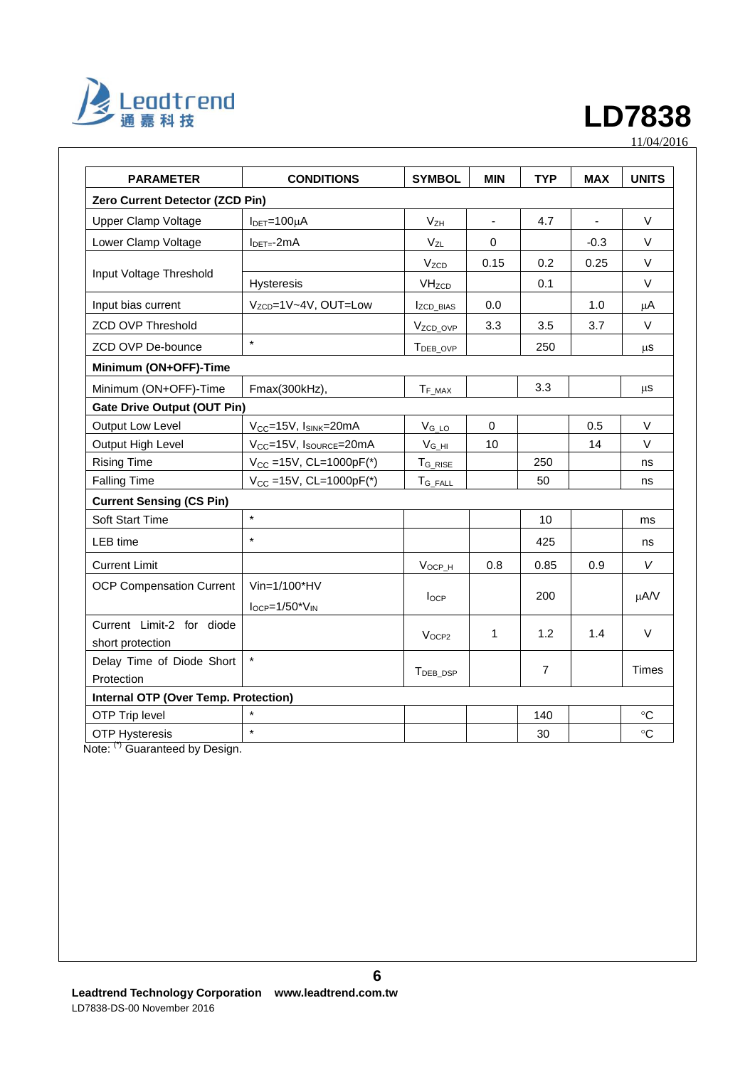| PARAMETER | CONDITIONS | SYMBOL | MIN | TYP | MAX | UNITS |
|---|---|---|---|---|---|---|
| **Zero Current Detector (ZCD Pin)** | | | | | | |
| Upper Clamp Voltage | $I_{DET}$=100μA | $V_{ZH}$ | - | 4.7 | - | V |
| Lower Clamp Voltage | $I_{DET}$=-2mA | $V_{ZL}$ | 0 | | -0.3 | V |
| Input Voltage Threshold | | $V_{ZCD}$ | 0.15 | 0.2 | 0.25 | V |
| | Hysteresis | $VH_{ZCD}$ | | 0.1 | | V |
| Input bias current | $V_{ZCD}$=1V~4V, OUT=Low | $I_{ZCD\_BIAS}$ | 0.0 | | 1.0 | μA |
| ZCD OVP Threshold | | $V_{ZCD\_OVP}$ | 3.3 | 3.5 | 3.7 | V |
| ZCD OVP De-bounce | * | $T_{DEB\_OVP}$ | | 250 | | μs |
| **Minimum (ON+OFF)-Time** | | | | | | |
| Minimum (ON+OFF)-Time | Fmax(300kHz), | $T_{F\_MAX}$ | | 3.3 | | μs |
| **Gate Drive Output (OUT Pin)** | | | | | | |
| Output Low Level | $V_{CC}$=15V, $I_{SINK}$=20mA | $V_{G\_LO}$ | 0 | | 0.5 | V |
| Output High Level | $V_{CC}$=15V, $I_{SOURCE}$=20mA | $V_{G\_HI}$ | 10 | | 14 | V |
| Rising Time | $V_{CC}$ =15V, CL=1000pF(*) | $T_{G\_RISE}$ | | 250 | | ns |
| Falling Time | $V_{CC}$ =15V, CL=1000pF(*) | $T_{G\_FALL}$ | | 50 | | ns |
| **Current Sensing (CS Pin)** | | | | | | |
| Soft Start Time | * | | | 10 | | ms |
| LEB time | * | | | 425 | | ns |
| Current Limit | | $V_{OCP\_H}$ | 0.8 | 0.85 | 0.9 | V |
| OCP Compensation Current | Vin=1/100*HV<br>$I_{OCP}$=1/50*$V_{IN}$ | $I_{OCP}$ | | 200 | | μA/V |
| Current Limit-2 for diode short protection | | $V_{OCP2}$ | 1 | 1.2 | 1.4 | V |
| Delay Time of Diode Short Protection | * | $T_{DEB\_DSP}$ | | 7 | | Times |
| **Internal OTP (Over Temp. Protection)** | | | | | | |
| OTP Trip level | * | | | 140 | | °C |
| OTP Hysteresis | * | | | 30 | | °C |

Note: (*) Guaranteed by Design.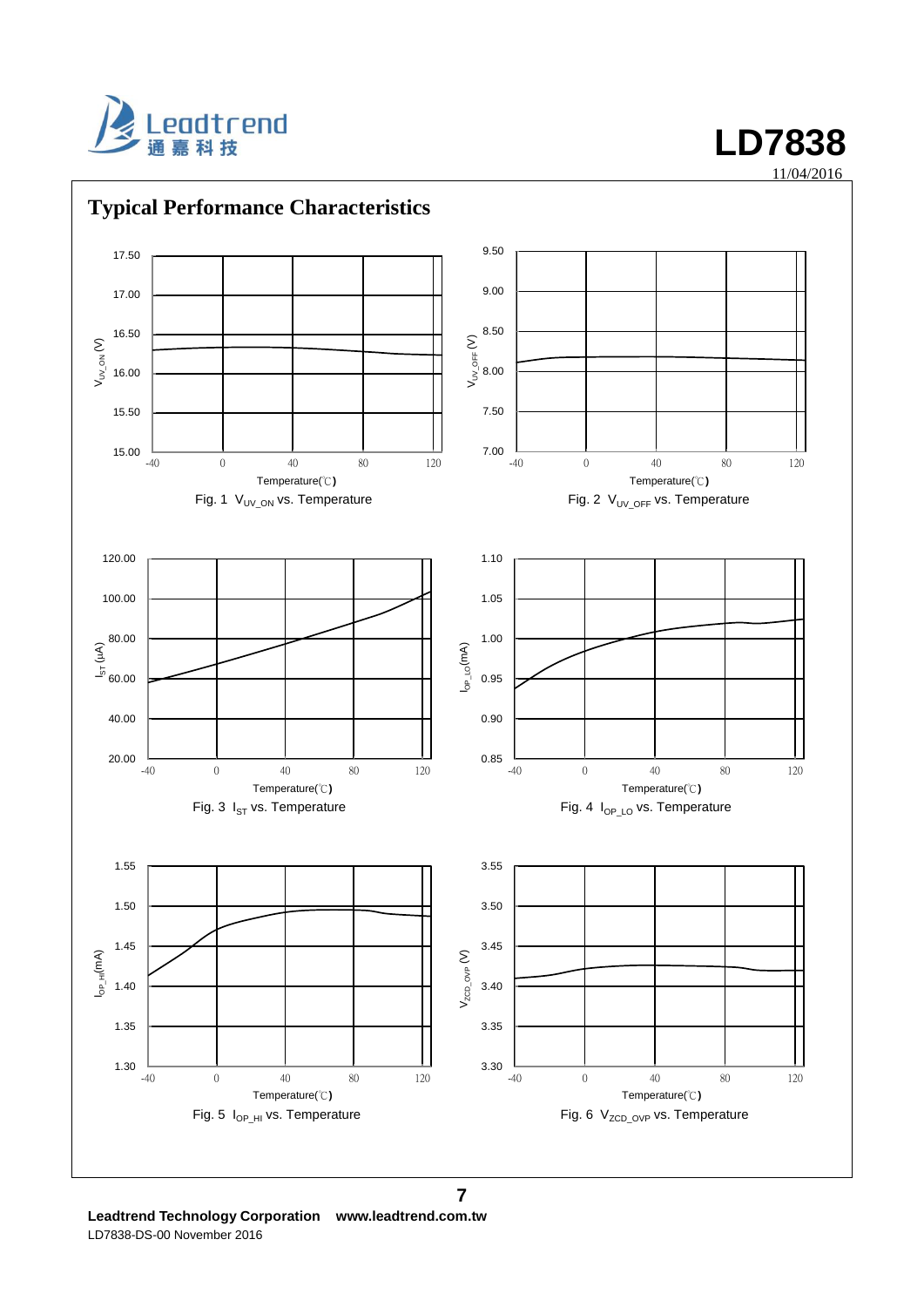## Typical Performance Characteristics

Fig. 1 $V_{UV\_ON}$ vs. Temperature

Fig. 2 $V_{UV\_OFF}$ vs. Temperature

Fig. 3 $I_{ST}$ vs. Temperature

Fig. 4 $I_{OP\_LO}$ vs. Temperature

Fig. 5 $I_{OP\_HI}$ vs. Temperature

Fig. 6 $V_{ZCD\_OVP}$ vs. Temperature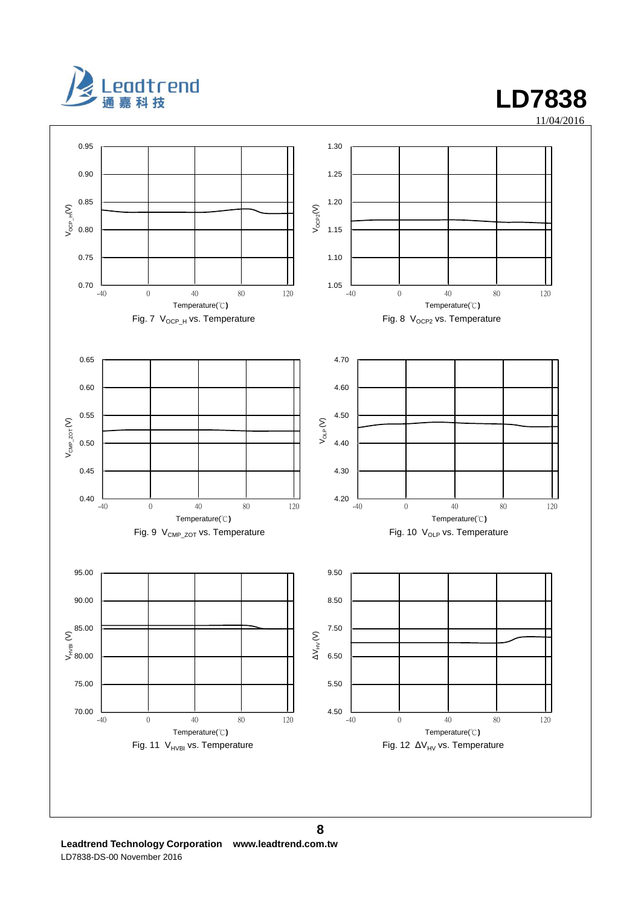Fig. 7 $V_{OCP\_H}$ vs. Temperature

Fig. 8 $V_{OCP2}$ vs. Temperature

Fig. 9 $V_{CMP\_ZOT}$ vs. Temperature

Fig. 10 $V_{OLP}$ vs. Temperature

Fig. 11 $V_{HVBI}$ vs. Temperature

Fig. 12 $\Delta V_{HV}$ vs. Temperature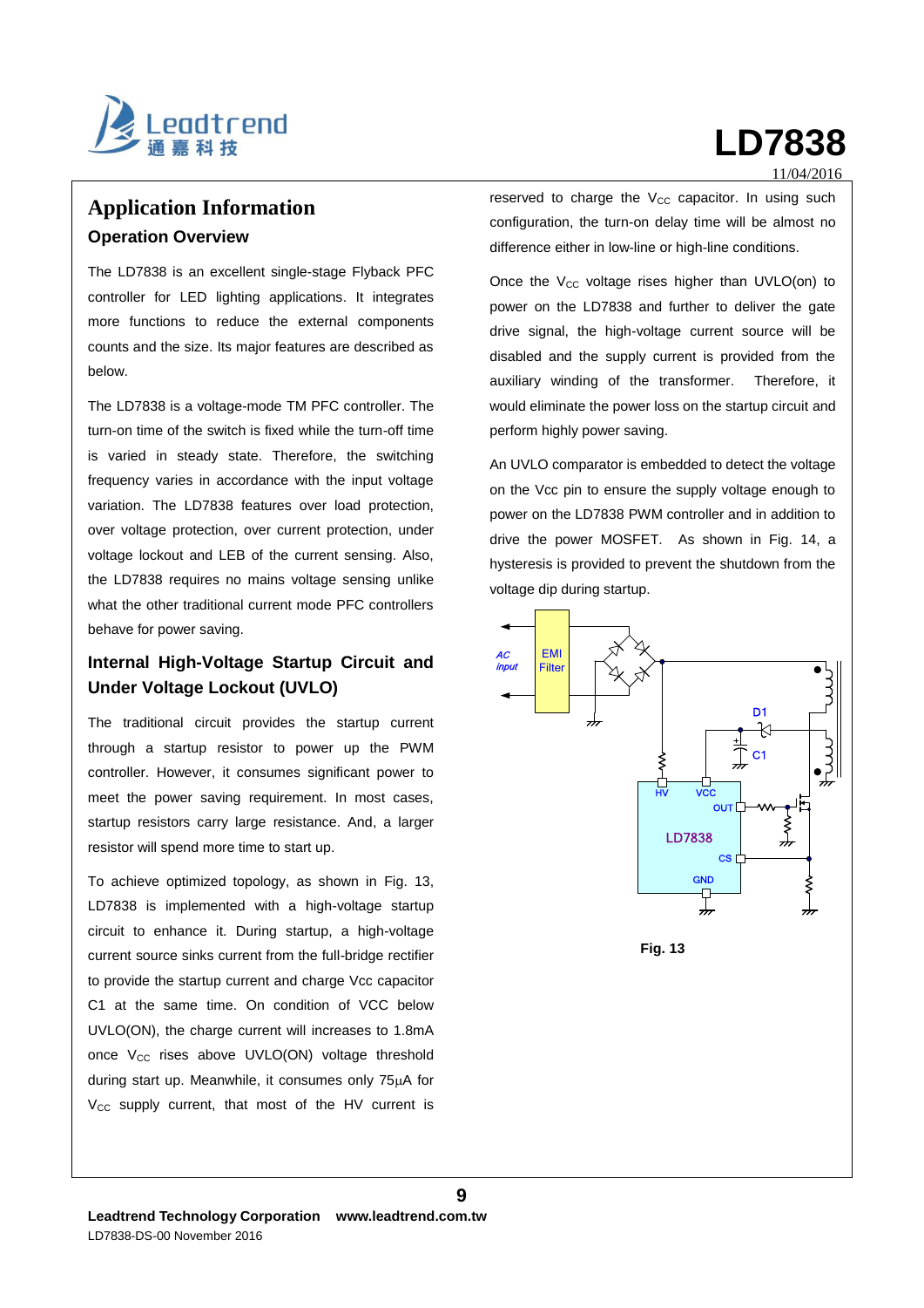## Application Information

### Operation Overview

The LD7838 is an excellent single-stage Flyback PFC controller for LED lighting applications. It integrates more functions to reduce the external components counts and the size. Its major features are described as below.

The LD7838 is a voltage-mode TM PFC controller. The turn-on time of the switch is fixed while the turn-off time is varied in steady state. Therefore, the switching frequency varies in accordance with the input voltage variation. The LD7838 features over load protection, over voltage protection, over current protection, under voltage lockout and LEB of the current sensing. Also, the LD7838 requires no mains voltage sensing unlike what the other traditional current mode PFC controllers behave for power saving.

### Internal High-Voltage Startup Circuit and Under Voltage Lockout (UVLO)

The traditional circuit provides the startup current through a startup resistor to power up the PWM controller. However, it consumes significant power to meet the power saving requirement. In most cases, startup resistors carry large resistance. And, a larger resistor will spend more time to start up.

To achieve optimized topology, as shown in Fig. 13, LD7838 is implemented with a high-voltage startup circuit to enhance it. During startup, a high-voltage current source sinks current from the full-bridge rectifier to provide the startup current and charge Vcc capacitor C1 at the same time. On condition of VCC below UVLO(ON), the charge current will increases to 1.8mA once $V_{CC}$ rises above UVLO(ON) voltage threshold during start up. Meanwhile, it consumes only 75µA for $V_{CC}$ supply current, that most of the HV current is reserved to charge the $V_{CC}$ capacitor. In using such configuration, the turn-on delay time will be almost no difference either in low-line or high-line conditions.

Once the $V_{CC}$ voltage rises higher than UVLO(on) to power on the LD7838 and further to deliver the gate drive signal, the high-voltage current source will be disabled and the supply current is provided from the auxiliary winding of the transformer. Therefore, it would eliminate the power loss on the startup circuit and perform highly power saving.

An UVLO comparator is embedded to detect the voltage on the Vcc pin to ensure the supply voltage enough to power on the LD7838 PWM controller and in addition to drive the power MOSFET. As shown in Fig. 14, a hysteresis is provided to prevent the shutdown from the voltage dip during startup.

Fig. 13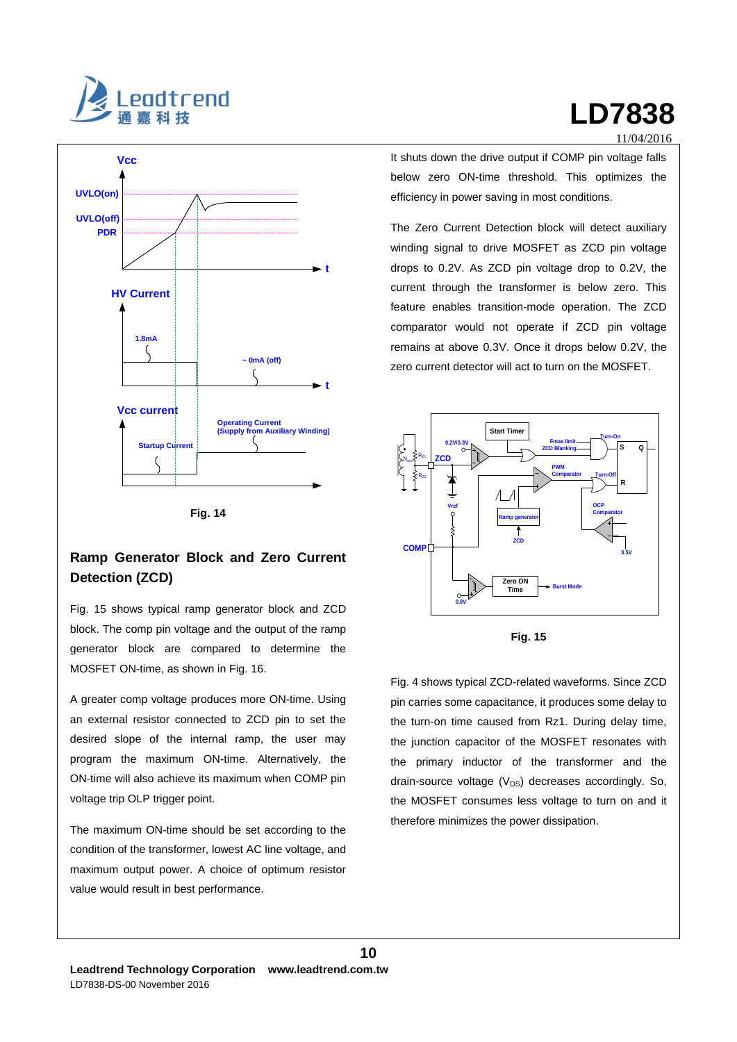Fig. 14

## Ramp Generator Block and Zero Current Detection (ZCD)

Fig. 15 shows typical ramp generator block and ZCD block. The comp pin voltage and the output of the ramp generator block are compared to determine the MOSFET ON-time, as shown in Fig. 16.

A greater comp voltage produces more ON-time. Using an external resistor connected to ZCD pin to set the desired slope of the internal ramp, the user may program the maximum ON-time. Alternatively, the ON-time will also achieve its maximum when COMP pin voltage trip OLP trigger point.

The maximum ON-time should be set according to the condition of the transformer, lowest AC line voltage, and maximum output power. A choice of optimum resistor value would result in best performance.

It shuts down the drive output if COMP pin voltage falls below zero ON-time threshold. This optimizes the efficiency in power saving in most conditions.

The Zero Current Detection block will detect auxiliary winding signal to drive MOSFET as ZCD pin voltage drops to 0.2V. As ZCD pin voltage drop to 0.2V, the current through the transformer is below zero. This feature enables transition-mode operation. The ZCD comparator would not operate if ZCD pin voltage remains at above 0.3V. Once it drops below 0.2V, the zero current detector will act to turn on the MOSFET.

Fig. 15

Fig. 4 shows typical ZCD-related waveforms. Since ZCD pin carries some capacitance, it produces some delay to the turn-on time caused from Rz1. During delay time, the junction capacitor of the MOSFET resonates with the primary inductor of the transformer and the drain-source voltage ($V_{DS}$) decreases accordingly. So, the MOSFET consumes less voltage to turn on and it therefore minimizes the power dissipation.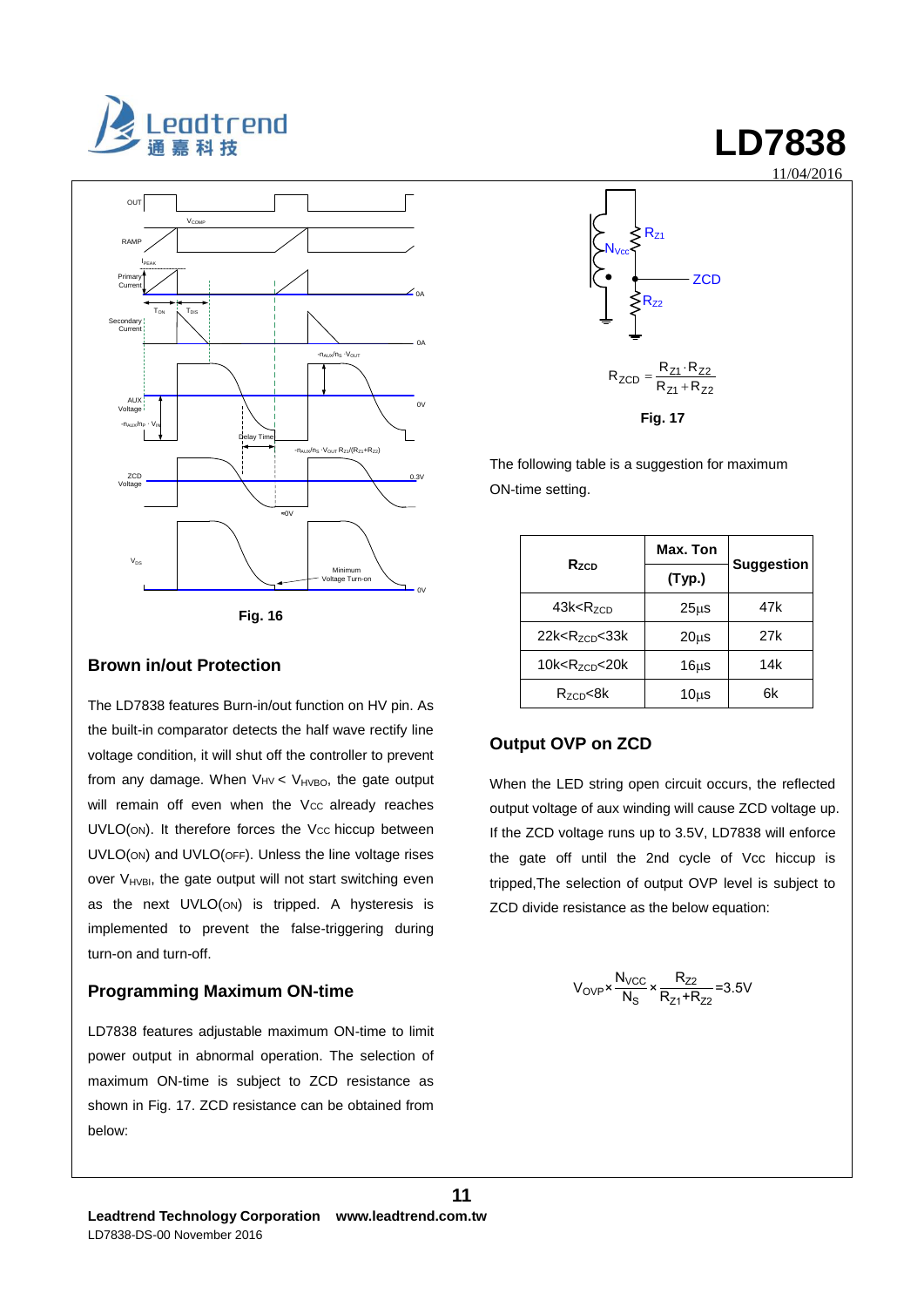Fig. 16

## Brown in/out Protection

The LD7838 features Burn-in/out function on HV pin. As the built-in comparator detects the half wave rectify line voltage condition, it will shut off the controller to prevent from any damage. When $V_{HV} < V_{HVBO}$, the gate output will remain off even when the $V_{CC}$ already reaches UVLO(ON). It therefore forces the $V_{CC}$ hiccup between UVLO(ON) and UVLO(OFF). Unless the line voltage rises over $V_{HVBI}$, the gate output will not start switching even as the next UVLO(ON) is tripped. A hysteresis is implemented to prevent the false-triggering during turn-on and turn-off.

## Programming Maximum ON-time

LD7838 features adjustable maximum ON-time to limit power output in abnormal operation. The selection of maximum ON-time is subject to ZCD resistance as shown in Fig. 17. ZCD resistance can be obtained from below:

$$R_{ZCD} = \frac{R_{Z1} \cdot R_{Z2}}{R_{Z1} + R_{Z2}}$$

Fig. 17

The following table is a suggestion for maximum ON-time setting.

| $R_{ZCD}$ | Max. Ton (Typ.) | Suggestion |
|---|---|---|
| $43k<R_{ZCD}$ | 25µs | 47k |
| $22k<R_{ZCD}<33k$ | 20µs | 27k |
| $10k<R_{ZCD}<20k$ | 16µs | 14k |
| $R_{ZCD}<8k$ | 10µs | 6k |

## Output OVP on ZCD

When the LED string open circuit occurs, the reflected output voltage of aux winding will cause ZCD voltage up. If the ZCD voltage runs up to 3.5V, LD7838 will enforce the gate off until the 2nd cycle of Vcc hiccup is tripped,The selection of output OVP level is subject to ZCD divide resistance as the below equation:

$$V_{OVP} \times \frac{N_{VCC}}{N_S} \times \frac{R_{Z2}}{R_{Z1}+R_{Z2}} = 3.5V$$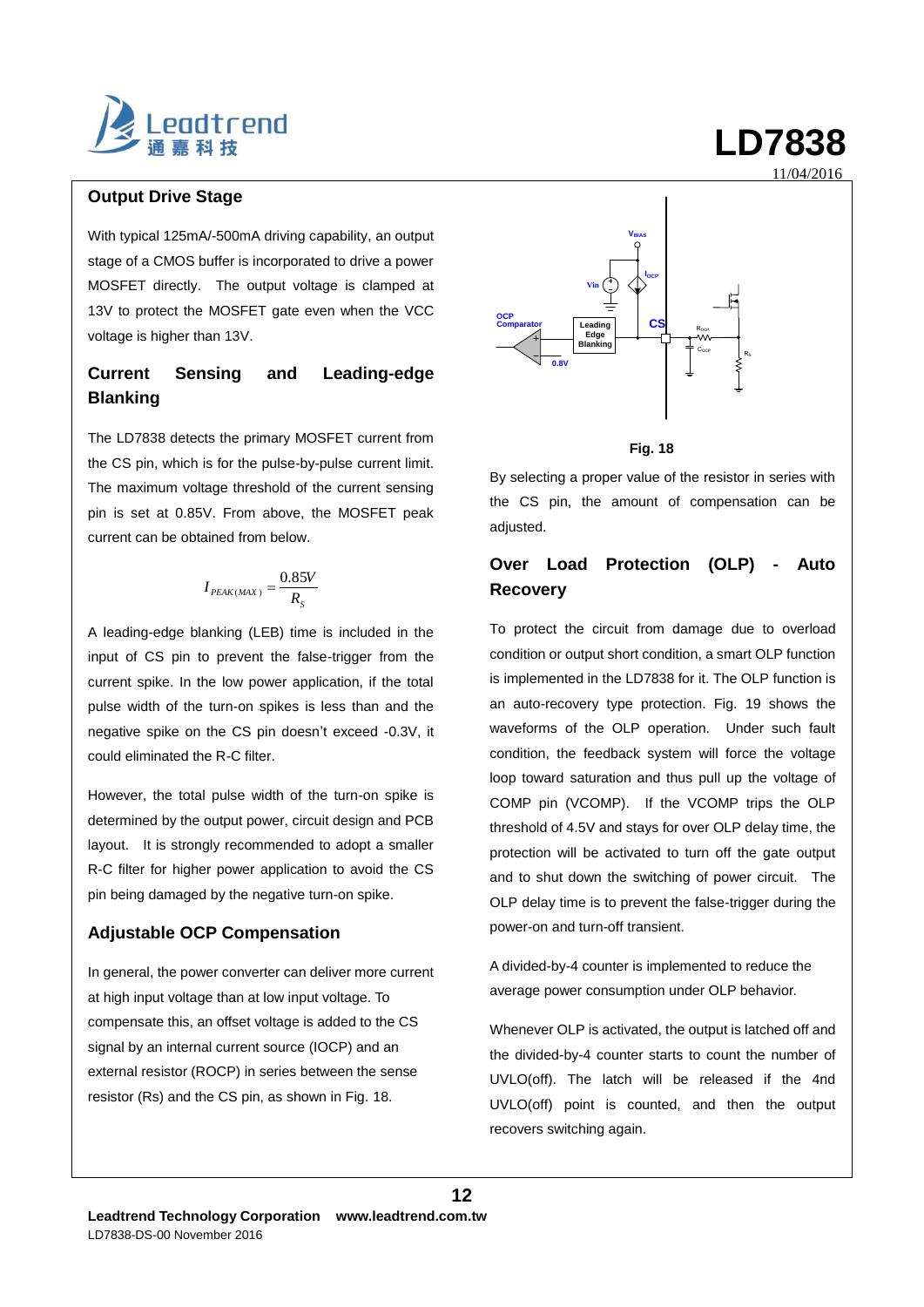## Output Drive Stage

With typical 125mA/-500mA driving capability, an output stage of a CMOS buffer is incorporated to drive a power MOSFET directly. The output voltage is clamped at 13V to protect the MOSFET gate even when the VCC voltage is higher than 13V.

## Current Sensing and Leading-edge Blanking

The LD7838 detects the primary MOSFET current from the CS pin, which is for the pulse-by-pulse current limit. The maximum voltage threshold of the current sensing pin is set at 0.85V. From above, the MOSFET peak current can be obtained from below.

$$I_{PEAK(MAX)} = \frac{0.85V}{R_S}$$

A leading-edge blanking (LEB) time is included in the input of CS pin to prevent the false-trigger from the current spike. In the low power application, if the total pulse width of the turn-on spikes is less than and the negative spike on the CS pin doesn't exceed -0.3V, it could eliminated the R-C filter.

However, the total pulse width of the turn-on spike is determined by the output power, circuit design and PCB layout. It is strongly recommended to adopt a smaller R-C filter for higher power application to avoid the CS pin being damaged by the negative turn-on spike.

## Adjustable OCP Compensation

In general, the power converter can deliver more current at high input voltage than at low input voltage. To compensate this, an offset voltage is added to the CS signal by an internal current source (IOCP) and an external resistor (ROCP) in series between the sense resistor (Rs) and the CS pin, as shown in Fig. 18.

Fig. 18

By selecting a proper value of the resistor in series with the CS pin, the amount of compensation can be adjusted.

## Over Load Protection (OLP) - Auto Recovery

To protect the circuit from damage due to overload condition or output short condition, a smart OLP function is implemented in the LD7838 for it. The OLP function is an auto-recovery type protection. Fig. 19 shows the waveforms of the OLP operation. Under such fault condition, the feedback system will force the voltage loop toward saturation and thus pull up the voltage of COMP pin (VCOMP). If the VCOMP trips the OLP threshold of 4.5V and stays for over OLP delay time, the protection will be activated to turn off the gate output and to shut down the switching of power circuit. The OLP delay time is to prevent the false-trigger during the power-on and turn-off transient.

A divided-by-4 counter is implemented to reduce the average power consumption under OLP behavior.

Whenever OLP is activated, the output is latched off and the divided-by-4 counter starts to count the number of UVLO(off). The latch will be released if the 4nd UVLO(off) point is counted, and then the output recovers switching again.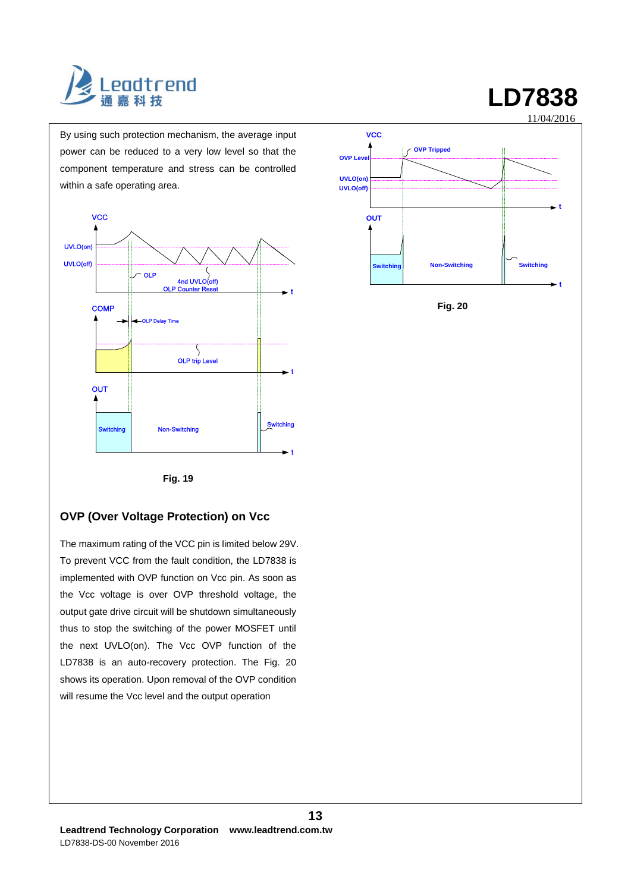By using such protection mechanism, the average input power can be reduced to a very low level so that the component temperature and stress can be controlled within a safe operating area.

Fig. 19

## OVP (Over Voltage Protection) on Vcc

The maximum rating of the VCC pin is limited below 29V. To prevent VCC from the fault condition, the LD7838 is implemented with OVP function on Vcc pin. As soon as the Vcc voltage is over OVP threshold voltage, the output gate drive circuit will be shutdown simultaneously thus to stop the switching of the power MOSFET until the next UVLO(on). The Vcc OVP function of the LD7838 is an auto-recovery protection. The Fig. 20 shows its operation. Upon removal of the OVP condition will resume the Vcc level and the output operation

Fig. 20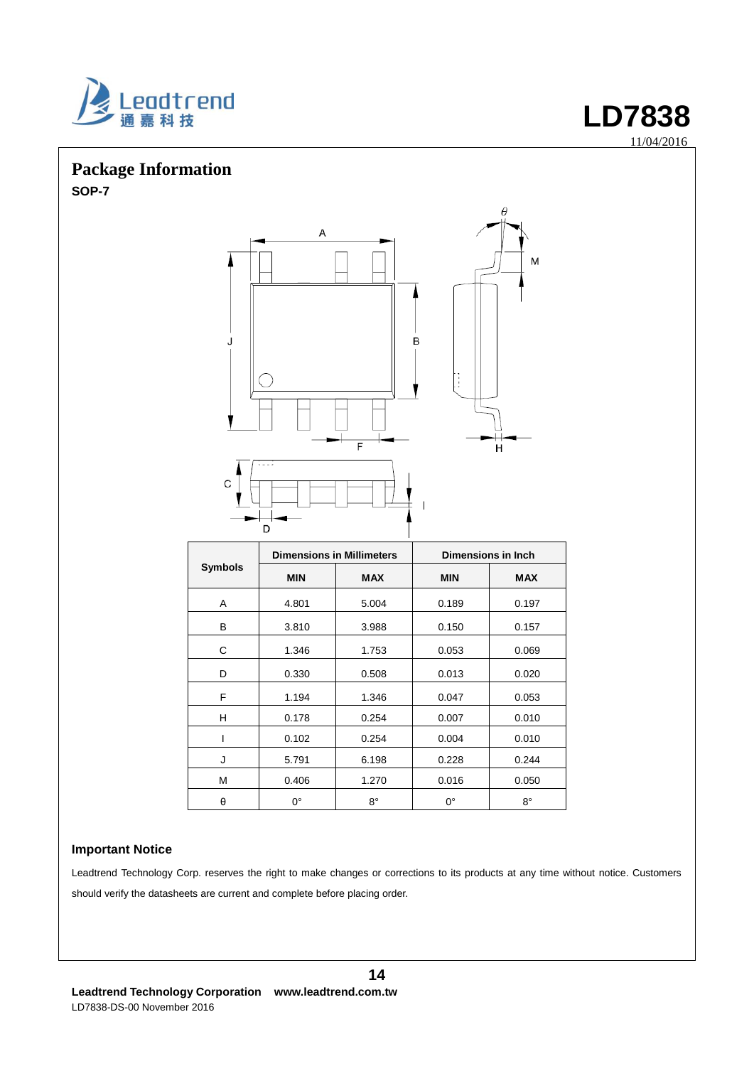## Package Information

**SOP-7**

| Symbols | Dimensions in Millimeters | | Dimensions in Inch | |
|---|---|---|---|---|
| | **MIN** | **MAX** | **MIN** | **MAX** |
| A | 4.801 | 5.004 | 0.189 | 0.197 |
| B | 3.810 | 3.988 | 0.150 | 0.157 |
| C | 1.346 | 1.753 | 0.053 | 0.069 |
| D | 0.330 | 0.508 | 0.013 | 0.020 |
| F | 1.194 | 1.346 | 0.047 | 0.053 |
| H | 0.178 | 0.254 | 0.007 | 0.010 |
| I | 0.102 | 0.254 | 0.004 | 0.010 |
| J | 5.791 | 6.198 | 0.228 | 0.244 |
| M | 0.406 | 1.270 | 0.016 | 0.050 |
| θ | 0° | 8° | 0° | 8° |

### Important Notice

Leadtrend Technology Corp. reserves the right to make changes or corrections to its products at any time without notice. Customers should verify the datasheets are current and complete before placing order.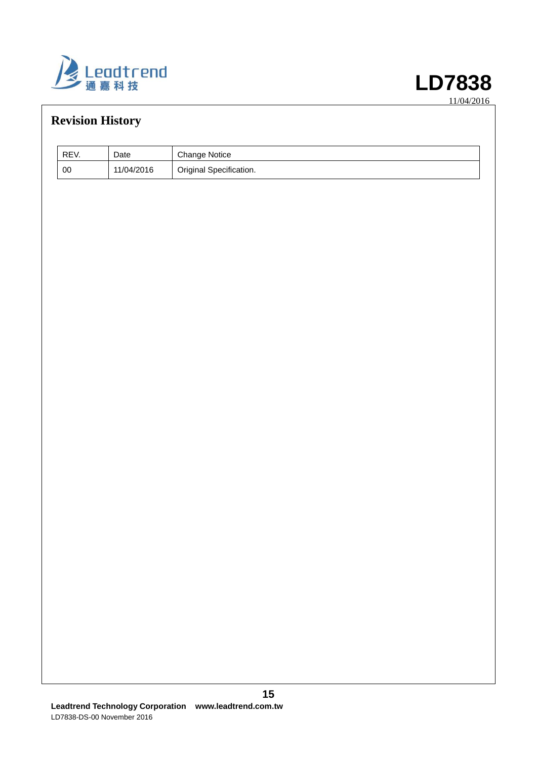## Revision History

| REV. | Date | Change Notice |
|---|---|---|
| 00 | 11/04/2016 | Original Specification. |